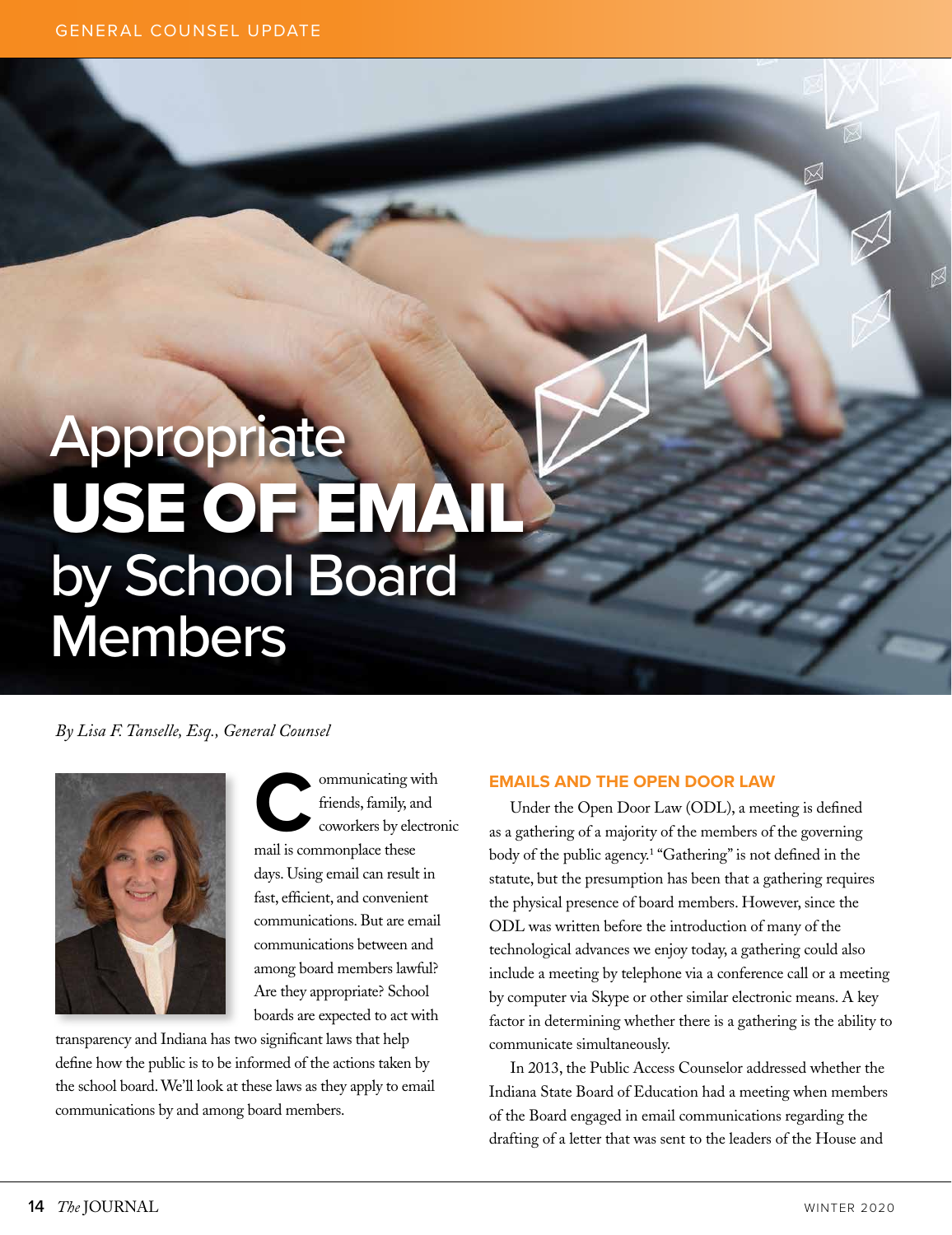# Appropriate **USE OF EMAIL** by School Board Members

*By Lisa F. Tanselle, Esq., General Counsel*

Communicating with friends, family, and coworkers by electronic mail is commonplace these days. Using email can result in fast, efficient, and convenient communications. But are email communications between and among board members lawful? Are they appropriate? School boards are expected to act with transparency and Indiana has two significant laws that help define how the public is to be informed of the actions taken by the school board. We'll look at these laws as they apply to email communications by and among board members.

## EMAILS AND THE OPEN DOOR LAW

Under the Open Door Law (ODL), a meeting is defined as a gathering of a majority of the members of the governing body of the public agency.[1] "Gathering" is not defined in the statute, but the presumption has been that a gathering requires the physical presence of board members. However, since the ODL was written before the introduction of many of the technological advances we enjoy today, a gathering could also include a meeting by telephone via a conference call or a meeting by computer via Skype or other similar electronic means. A key factor in determining whether there is a gathering is the ability to communicate simultaneously.

In 2013, the Public Access Counselor addressed whether the Indiana State Board of Education had a meeting when members of the Board engaged in email communications regarding the drafting of a letter that was sent to the leaders of the House and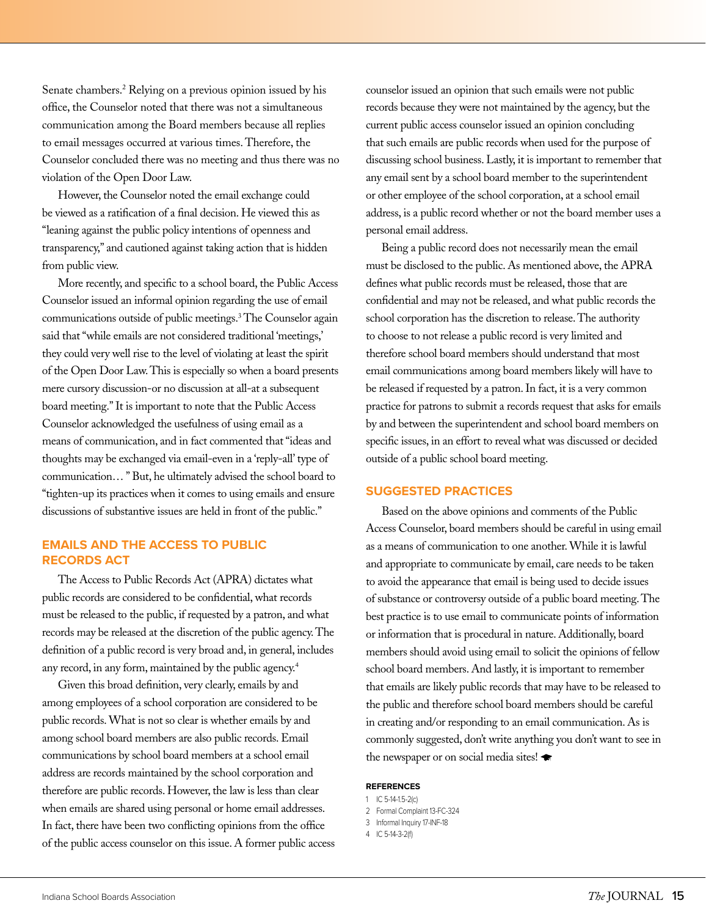Senate chambers.[2] Relying on a previous opinion issued by his office, the Counselor noted that there was not a simultaneous communication among the Board members because all replies to email messages occurred at various times. Therefore, the Counselor concluded there was no meeting and thus there was no violation of the Open Door Law.

However, the Counselor noted the email exchange could be viewed as a ratification of a final decision. He viewed this as "leaning against the public policy intentions of openness and transparency," and cautioned against taking action that is hidden from public view.

More recently, and specific to a school board, the Public Access Counselor issued an informal opinion regarding the use of email communications outside of public meetings.[3] The Counselor again said that "while emails are not considered traditional 'meetings,' they could very well rise to the level of violating at least the spirit of the Open Door Law. This is especially so when a board presents mere cursory discussion-or no discussion at all-at a subsequent board meeting." It is important to note that the Public Access Counselor acknowledged the usefulness of using email as a means of communication, and in fact commented that "ideas and thoughts may be exchanged via email-even in a 'reply-all' type of communication… " But, he ultimately advised the school board to "tighten-up its practices when it comes to using emails and ensure discussions of substantive issues are held in front of the public."

## EMAILS AND THE ACCESS TO PUBLIC RECORDS ACT

The Access to Public Records Act (APRA) dictates what public records are considered to be confidential, what records must be released to the public, if requested by a patron, and what records may be released at the discretion of the public agency. The definition of a public record is very broad and, in general, includes any record, in any form, maintained by the public agency.[4]

Given this broad definition, very clearly, emails by and among employees of a school corporation are considered to be public records. What is not so clear is whether emails by and among school board members are also public records. Email communications by school board members at a school email address are records maintained by the school corporation and therefore are public records. However, the law is less than clear when emails are shared using personal or home email addresses. In fact, there have been two conflicting opinions from the office of the public access counselor on this issue. A former public access counselor issued an opinion that such emails were not public records because they were not maintained by the agency, but the current public access counselor issued an opinion concluding that such emails are public records when used for the purpose of discussing school business. Lastly, it is important to remember that any email sent by a school board member to the superintendent or other employee of the school corporation, at a school email address, is a public record whether or not the board member uses a personal email address.

Being a public record does not necessarily mean the email must be disclosed to the public. As mentioned above, the APRA defines what public records must be released, those that are confidential and may not be released, and what public records the school corporation has the discretion to release. The authority to choose to not release a public record is very limited and therefore school board members should understand that most email communications among board members likely will have to be released if requested by a patron. In fact, it is a very common practice for patrons to submit a records request that asks for emails by and between the superintendent and school board members on specific issues, in an effort to reveal what was discussed or decided outside of a public school board meeting.

## SUGGESTED PRACTICES

Based on the above opinions and comments of the Public Access Counselor, board members should be careful in using email as a means of communication to one another. While it is lawful and appropriate to communicate by email, care needs to be taken to avoid the appearance that email is being used to decide issues of substance or controversy outside of a public board meeting. The best practice is to use email to communicate points of information or information that is procedural in nature. Additionally, board members should avoid using email to solicit the opinions of fellow school board members. And lastly, it is important to remember that emails are likely public records that may have to be released to the public and therefore school board members should be careful in creating and/or responding to an email communication. As is commonly suggested, don't write anything you don't want to see in the newspaper or on social media sites!

### REFERENCES

1. IC 5-14-1.5-2(c)
2. Formal Complaint 13-FC-324
3. Informal Inquiry 17-INF-18
4. IC 5-14-3-2(f)